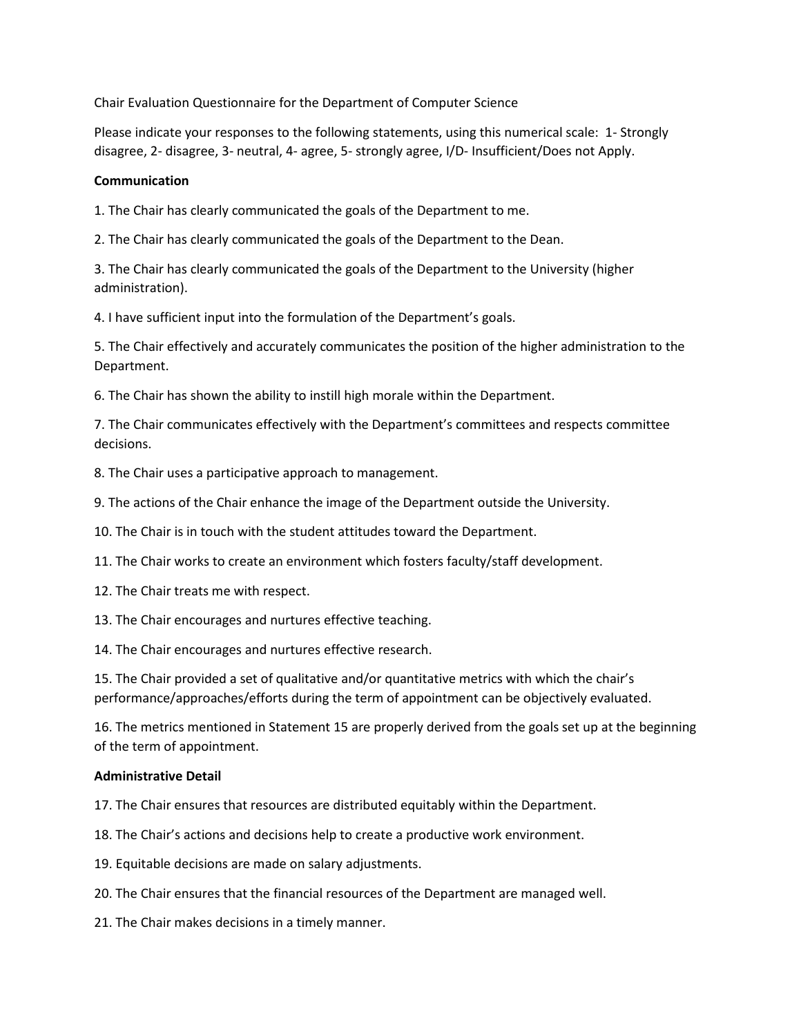Chair Evaluation Questionnaire for the Department of Computer Science

Please indicate your responses to the following statements, using this numerical scale: 1- Strongly disagree, 2- disagree, 3- neutral, 4- agree, 5- strongly agree, I/D- Insufficient/Does not Apply.

**Communication**

1. The Chair has clearly communicated the goals of the Department to me.

2. The Chair has clearly communicated the goals of the Department to the Dean.

3. The Chair has clearly communicated the goals of the Department to the University (higher administration).

4. I have sufficient input into the formulation of the Department's goals.

5. The Chair effectively and accurately communicates the position of the higher administration to the Department.

6. The Chair has shown the ability to instill high morale within the Department.

7. The Chair communicates effectively with the Department's committees and respects committee decisions.

8. The Chair uses a participative approach to management.

9. The actions of the Chair enhance the image of the Department outside the University.

10. The Chair is in touch with the student attitudes toward the Department.

11. The Chair works to create an environment which fosters faculty/staff development.

12. The Chair treats me with respect.

13. The Chair encourages and nurtures effective teaching.

14. The Chair encourages and nurtures effective research.

15. The Chair provided a set of qualitative and/or quantitative metrics with which the chair's performance/approaches/efforts during the term of appointment can be objectively evaluated.

16. The metrics mentioned in Statement 15 are properly derived from the goals set up at the beginning of the term of appointment.

**Administrative Detail**

17. The Chair ensures that resources are distributed equitably within the Department.

18. The Chair's actions and decisions help to create a productive work environment.

19. Equitable decisions are made on salary adjustments.

20. The Chair ensures that the financial resources of the Department are managed well.

21. The Chair makes decisions in a timely manner.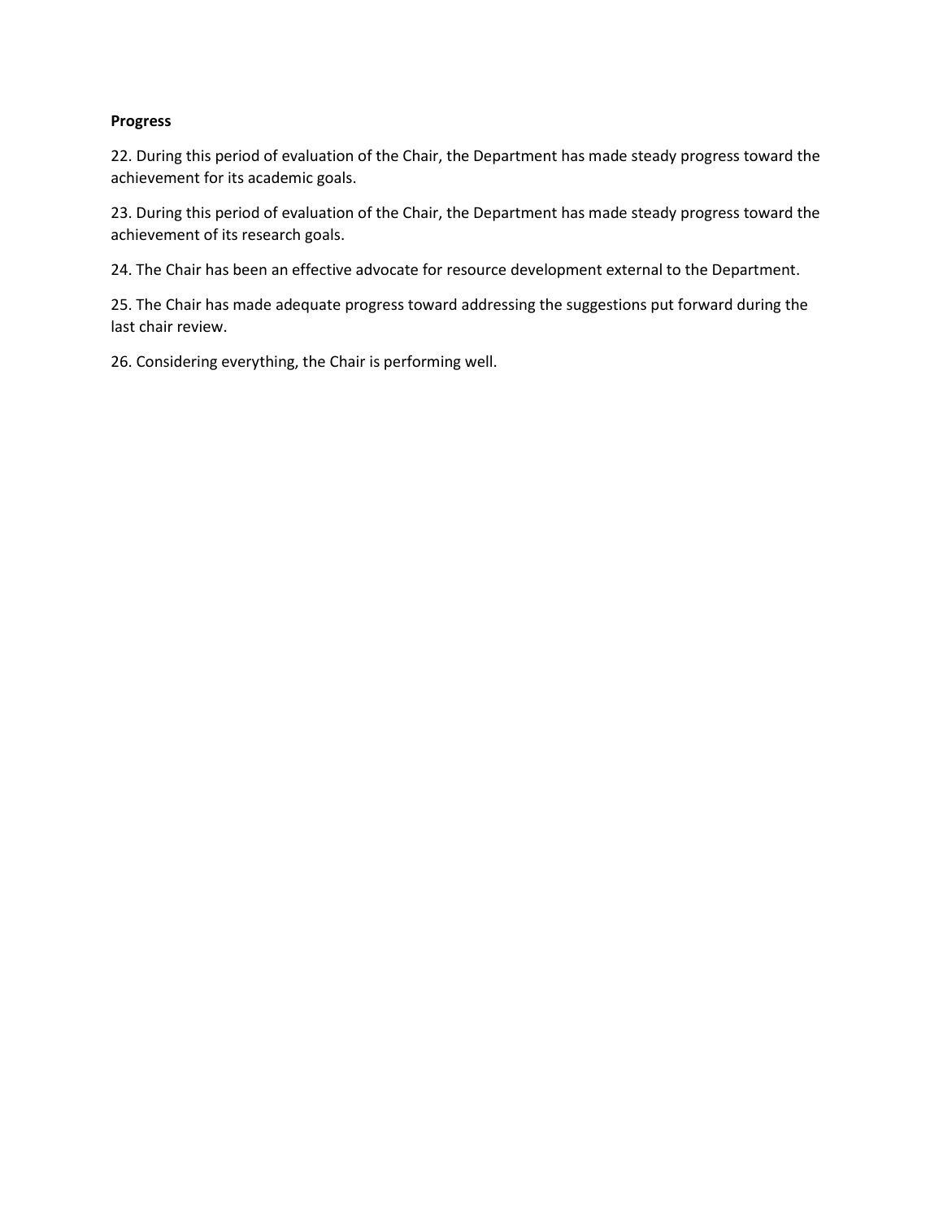**Progress**

22. During this period of evaluation of the Chair, the Department has made steady progress toward the achievement for its academic goals.

23. During this period of evaluation of the Chair, the Department has made steady progress toward the achievement of its research goals.

24. The Chair has been an effective advocate for resource development external to the Department.

25. The Chair has made adequate progress toward addressing the suggestions put forward during the last chair review.

26. Considering everything, the Chair is performing well.